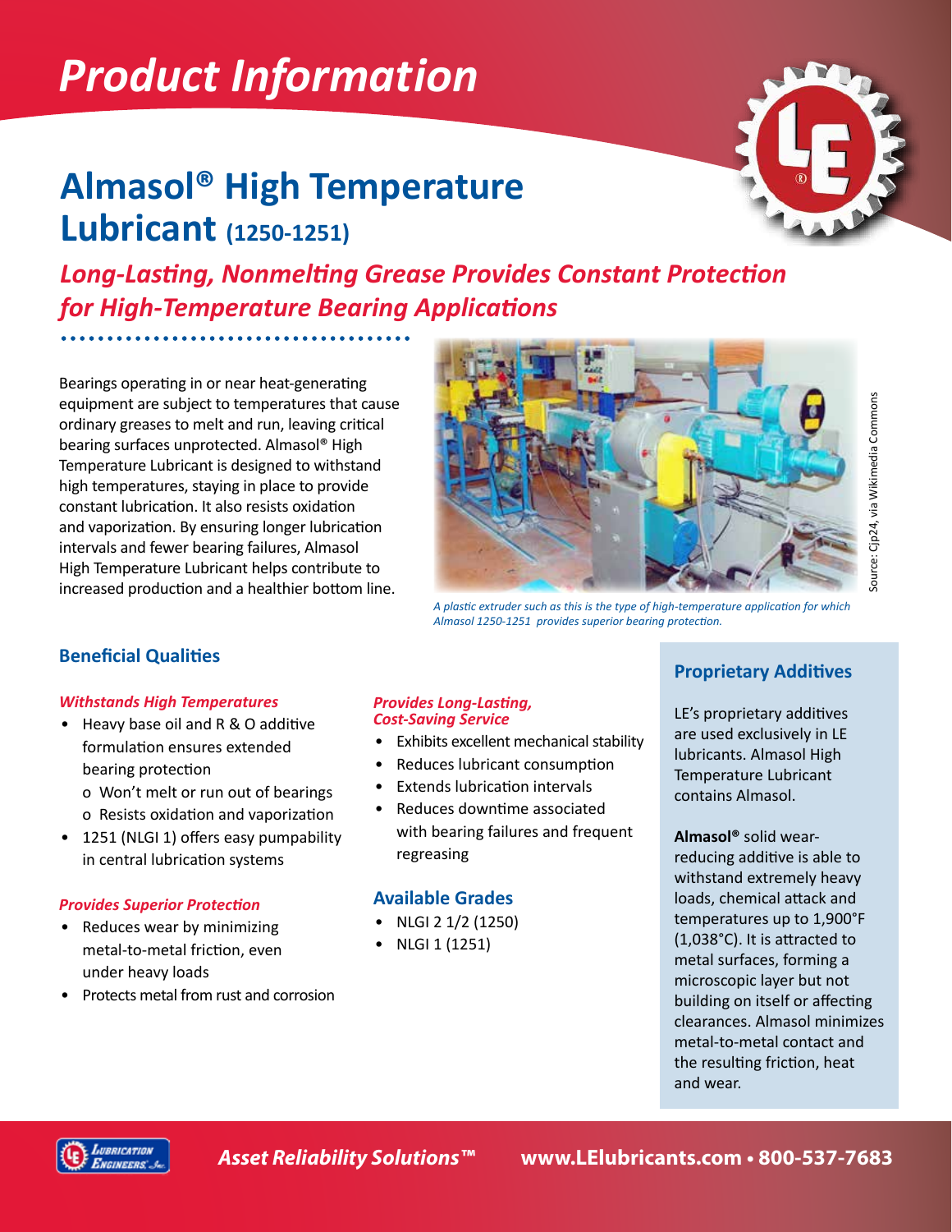# Product Information

## Almasol® High Temperature Lubricant (1250-1251)

### *Long-Lasting, Nonmelting Grease Provides Constant Protection for High-Temperature Bearing Applications*

Bearings operating in or near heat-generating equipment are subject to temperatures that cause ordinary greases to melt and run, leaving critical bearing surfaces unprotected. Almasol® High Temperature Lubricant is designed to withstand high temperatures, staying in place to provide constant lubrication. It also resists oxidation and vaporization. By ensuring longer lubrication intervals and fewer bearing failures, Almasol High Temperature Lubricant helps contribute to increased production and a healthier bottom line.

*A plastic extruder such as this is the type of high-temperature application for which Almasol 1250-1251 provides superior bearing protection.*

Source: Cjp24, via Wikimedia Commons

### Beneficial Qualities

#### *Withstands High Temperatures*

- Heavy base oil and R & O additive formulation ensures extended bearing protection
  - Won't melt or run out of bearings
  - Resists oxidation and vaporization
- 1251 (NLGI 1) offers easy pumpability in central lubrication systems

#### *Provides Superior Protection*

- Reduces wear by minimizing metal-to-metal friction, even under heavy loads
- Protects metal from rust and corrosion

#### *Provides Long-Lasting, Cost-Saving Service*

- Exhibits excellent mechanical stability
- Reduces lubricant consumption
- Extends lubrication intervals
- Reduces downtime associated with bearing failures and frequent regreasing

### Available Grades

- NLGI 2 1/2 (1250)
- NLGI 1 (1251)

### Proprietary Additives

LE's proprietary additives are used exclusively in LE lubricants. Almasol High Temperature Lubricant contains Almasol.

**Almasol®** solid wear-reducing additive is able to withstand extremely heavy loads, chemical attack and temperatures up to 1,900°F (1,038°C). It is attracted to metal surfaces, forming a microscopic layer but not building on itself or affecting clearances. Almasol minimizes metal-to-metal contact and the resulting friction, heat and wear.

*Asset Reliability Solutions™* **www.LElubricants.com • 800-537-7683**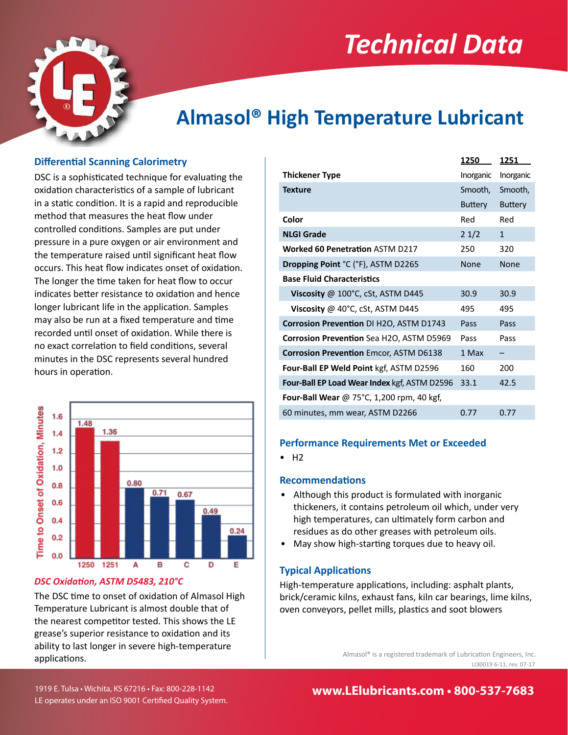# Technical Data

# Almasol® High Temperature Lubricant

## Differential Scanning Calorimetry

DSC is a sophisticated technique for evaluating the oxidation characteristics of a sample of lubricant in a static condition. It is a rapid and reproducible method that measures the heat flow under controlled conditions. Samples are put under pressure in a pure oxygen or air environment and the temperature raised until significant heat flow occurs. This heat flow indicates onset of oxidation. The longer the time taken for heat flow to occur indicates better resistance to oxidation and hence longer lubricant life in the application. Samples may also be run at a fixed temperature and time recorded until onset of oxidation. While there is no exact correlation to field conditions, several minutes in the DSC represents several hundred hours in operation.

Time to Onset of Oxidation, Minutes

1.6
1.4
1.2
1.0
0.8
0.6
0.4
0.2
0.0

1.48
1.36
0.80
0.71
0.67
0.49
0.24

1250
1251
A
B
C
D
E

*DSC Oxidation, ASTM D5483, 210°C*

The DSC time to onset of oxidation of Almasol High Temperature Lubricant is almost double that of the nearest competitor tested. This shows the LE grease's superior resistance to oxidation and its ability to last longer in severe high-temperature applications.

| | 1250 | 1251 |
|---|---|---|
| **Thickener Type** | Inorganic | Inorganic |
| **Texture** | Smooth, Buttery | Smooth, Buttery |
| **Color** | Red | Red |
| **NLGI Grade** | 2 1/2 | 1 |
| **Worked 60 Penetration** ASTM D217 | 250 | 320 |
| **Dropping Point** °C (°F), ASTM D2265 | None | None |
| **Base Fluid Characteristics** | | |
| **Viscosity** @ 100°C, cSt, ASTM D445 | 30.9 | 30.9 |
| **Viscosity** @ 40°C, cSt, ASTM D445 | 495 | 495 |
| **Corrosion Prevention** DI H2O, ASTM D1743 | Pass | Pass |
| **Corrosion Prevention** Sea H2O, ASTM D5969 | Pass | Pass |
| **Corrosion Prevention** Emcor, ASTM D6138 | 1 Max | – |
| **Four-Ball EP Weld Point** kgf, ASTM D2596 | 160 | 200 |
| **Four-Ball EP Load Wear Index** kgf, ASTM D2596 | 33.1 | 42.5 |
| **Four-Ball Wear** @ 75°C, 1,200 rpm, 40 kgf, 60 minutes, mm wear, ASTM D2266 | 0.77 | 0.77 |

## Performance Requirements Met or Exceeded

- H2

## Recommendations

- Although this product is formulated with inorganic thickeners, it contains petroleum oil which, under very high temperatures, can ultimately form carbon and residues as do other greases with petroleum oils.
- May show high-starting torques due to heavy oil.

## Typical Applications

High-temperature applications, including: asphalt plants, brick/ceramic kilns, exhaust fans, kiln car bearings, lime kilns, oven conveyors, pellet mills, plastics and soot blowers

Almasol® is a registered trademark of Lubrication Engineers, Inc.
LI30019 6-11, rev. 07-17

1919 E. Tulsa • Wichita, KS 67216 • Fax: 800-228-1142
LE operates under an ISO 9001 Certified Quality System.

**www.LElubricants.com • 800-537-7683**